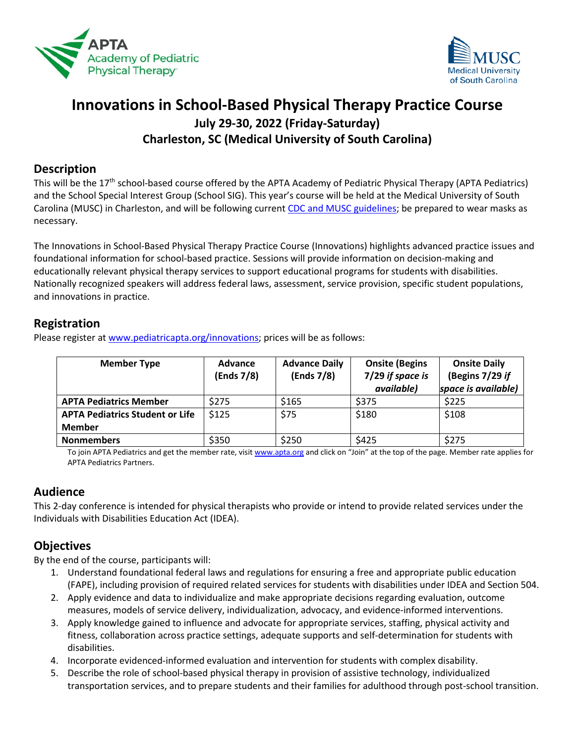# Innovations in School-Based Physical Therapy Practice Course

### July 29-30, 2022 (Friday-Saturday)
### Charleston, SC (Medical University of South Carolina)

## Description

This will be the 17th school-based course offered by the APTA Academy of Pediatric Physical Therapy (APTA Pediatrics) and the School Special Interest Group (School SIG). This year's course will be held at the Medical University of South Carolina (MUSC) in Charleston, and will be following current CDC and MUSC guidelines; be prepared to wear masks as necessary.

The Innovations in School-Based Physical Therapy Practice Course (Innovations) highlights advanced practice issues and foundational information for school-based practice. Sessions will provide information on decision-making and educationally relevant physical therapy services to support educational programs for students with disabilities. Nationally recognized speakers will address federal laws, assessment, service provision, specific student populations, and innovations in practice.

## Registration

Please register at www.pediatricapta.org/innovations; prices will be as follows:

| Member Type | Advance (Ends 7/8) | Advance Daily (Ends 7/8) | Onsite (Begins 7/29 *if space is available*) | Onsite Daily (Begins 7/29 *if space is available*) |
|---|---|---|---|---|
| **APTA Pediatrics Member** | $275 | $165 | $375 | $225 |
| **APTA Pediatrics Student or Life Member** | $125 | $75 | $180 | $108 |
| **Nonmembers** | $350 | $250 | $425 | $275 |

To join APTA Pediatrics and get the member rate, visit www.apta.org and click on "Join" at the top of the page. Member rate applies for APTA Pediatrics Partners.

## Audience

This 2-day conference is intended for physical therapists who provide or intend to provide related services under the Individuals with Disabilities Education Act (IDEA).

## Objectives

By the end of the course, participants will:

1. Understand foundational federal laws and regulations for ensuring a free and appropriate public education (FAPE), including provision of required related services for students with disabilities under IDEA and Section 504.
2. Apply evidence and data to individualize and make appropriate decisions regarding evaluation, outcome measures, models of service delivery, individualization, advocacy, and evidence-informed interventions.
3. Apply knowledge gained to influence and advocate for appropriate services, staffing, physical activity and fitness, collaboration across practice settings, adequate supports and self-determination for students with disabilities.
4. Incorporate evidenced-informed evaluation and intervention for students with complex disability.
5. Describe the role of school-based physical therapy in provision of assistive technology, individualized transportation services, and to prepare students and their families for adulthood through post-school transition.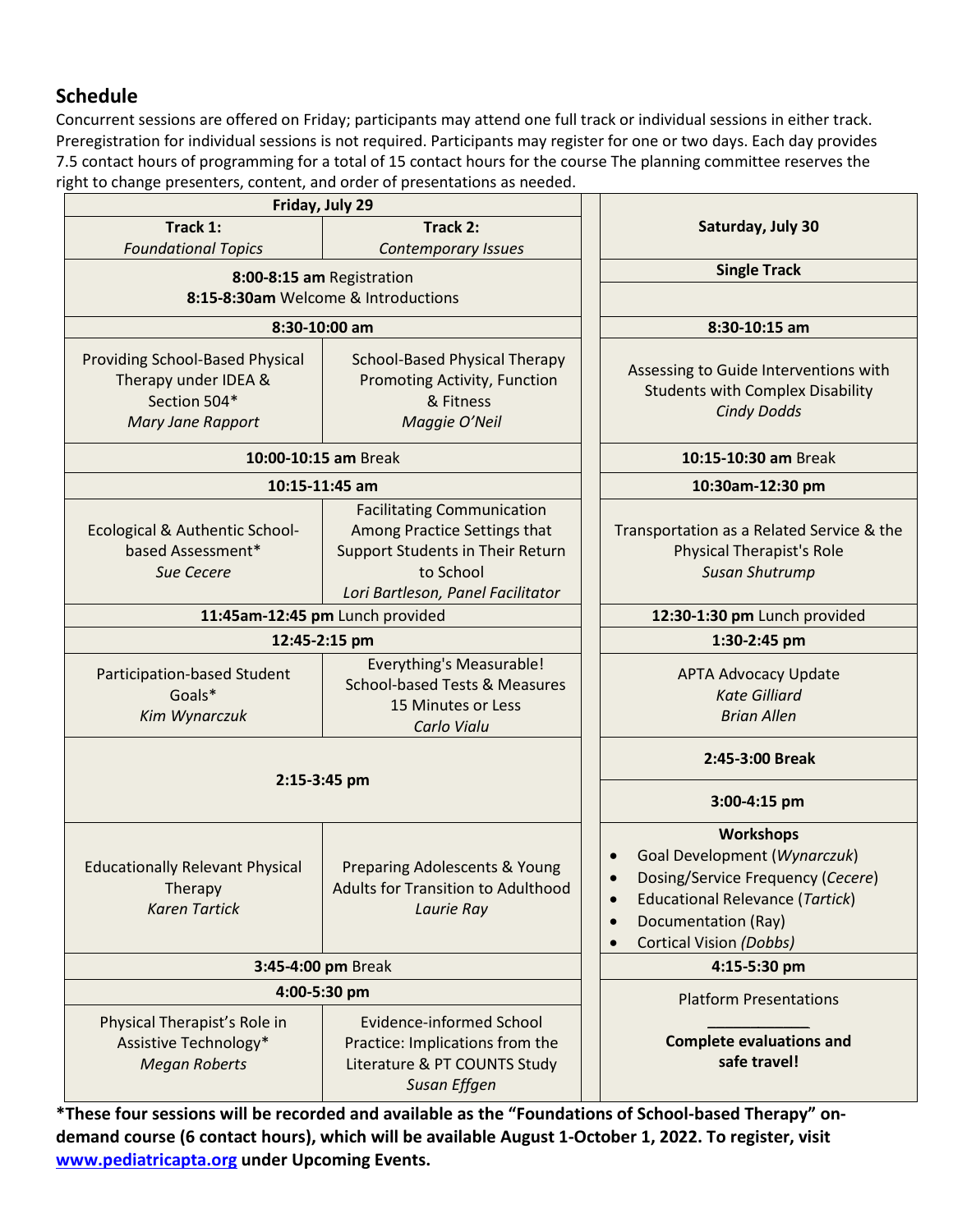## Schedule

Concurrent sessions are offered on Friday; participants may attend one full track or individual sessions in either track. Preregistration for individual sessions is not required. Participants may register for one or two days. Each day provides 7.5 contact hours of programming for a total of 15 contact hours for the course The planning committee reserves the right to change presenters, content, and order of presentations as needed.

| **Friday, July 29** | | | **Saturday, July 30** |
|---|---|---|---|
| **Track 1:** *Foundational Topics* | **Track 2:** *Contemporary Issues* | | **Single Track** |
| **8:00-8:15 am** Registration<br>**8:15-8:30am** Welcome & Introductions | | | |
| **8:30-10:00 am** | | | **8:30-10:15 am** |
| Providing School-Based Physical Therapy under IDEA & Section 504*<br>*Mary Jane Rapport* | School-Based Physical Therapy Promoting Activity, Function & Fitness<br>*Maggie O'Neil* | | Assessing to Guide Interventions with Students with Complex Disability<br>*Cindy Dodds* |
| **10:00-10:15 am** Break | | | **10:15-10:30 am** Break |
| **10:15-11:45 am** | | | **10:30am-12:30 pm** |
| Ecological & Authentic School-based Assessment*<br>*Sue Cecere* | Facilitating Communication Among Practice Settings that Support Students in Their Return to School<br>*Lori Bartleson, Panel Facilitator* | | Transportation as a Related Service & the Physical Therapist's Role<br>*Susan Shutrump* |
| **11:45am-12:45 pm** Lunch provided | | | **12:30-1:30 pm** Lunch provided |
| **12:45-2:15 pm** | | | **1:30-2:45 pm** |
| Participation-based Student Goals*<br>*Kim Wynarczuk* | Everything's Measurable! School-based Tests & Measures 15 Minutes or Less<br>*Carlo Vialu* | | APTA Advocacy Update<br>*Kate Gilliard*<br>*Brian Allen* |
| **2:15-3:45 pm** | | | **2:45-3:00 Break**<br>**3:00-4:15 pm** |
| Educationally Relevant Physical Therapy<br>*Karen Tartick* | Preparing Adolescents & Young Adults for Transition to Adulthood<br>*Laurie Ray* | | **Workshops**<br>• Goal Development (*Wynarczuk*)<br>• Dosing/Service Frequency (*Cecere*)<br>• Educational Relevance (*Tartick*)<br>• Documentation (Ray)<br>• Cortical Vision *(Dobbs)* |
| **3:45-4:00 pm** Break | | | **4:15-5:30 pm** |
| **4:00-5:30 pm** | | | Platform Presentations<br>\_\_\_\_\_\_\_\_\_\_\_\_<br>**Complete evaluations and safe travel!** |
| Physical Therapist's Role in Assistive Technology*<br>*Megan Roberts* | Evidence-informed School Practice: Implications from the Literature & PT COUNTS Study<br>*Susan Effgen* | | |

**\*These four sessions will be recorded and available as the "Foundations of School-based Therapy" on-demand course (6 contact hours), which will be available August 1-October 1, 2022. To register, visit [www.pediatricapta.org](www.pediatricapta.org) under Upcoming Events.**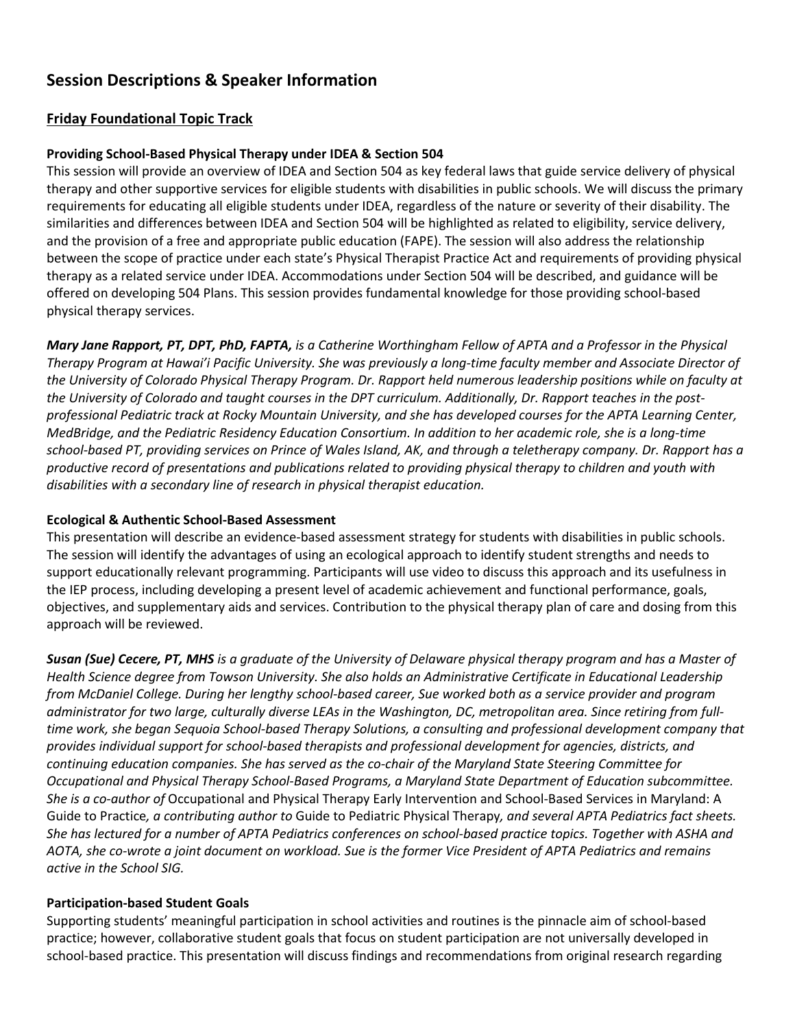## Session Descriptions & Speaker Information

### Friday Foundational Topic Track

**Providing School-Based Physical Therapy under IDEA & Section 504**

This session will provide an overview of IDEA and Section 504 as key federal laws that guide service delivery of physical therapy and other supportive services for eligible students with disabilities in public schools. We will discuss the primary requirements for educating all eligible students under IDEA, regardless of the nature or severity of their disability. The similarities and differences between IDEA and Section 504 will be highlighted as related to eligibility, service delivery, and the provision of a free and appropriate public education (FAPE). The session will also address the relationship between the scope of practice under each state's Physical Therapist Practice Act and requirements of providing physical therapy as a related service under IDEA. Accommodations under Section 504 will be described, and guidance will be offered on developing 504 Plans. This session provides fundamental knowledge for those providing school-based physical therapy services.

***Mary Jane Rapport, PT, DPT, PhD, FAPTA,*** *is a Catherine Worthingham Fellow of APTA and a Professor in the Physical Therapy Program at Hawai'i Pacific University. She was previously a long-time faculty member and Associate Director of the University of Colorado Physical Therapy Program. Dr. Rapport held numerous leadership positions while on faculty at the University of Colorado and taught courses in the DPT curriculum. Additionally, Dr. Rapport teaches in the post-professional Pediatric track at Rocky Mountain University, and she has developed courses for the APTA Learning Center, MedBridge, and the Pediatric Residency Education Consortium. In addition to her academic role, she is a long-time school-based PT, providing services on Prince of Wales Island, AK, and through a teletherapy company. Dr. Rapport has a productive record of presentations and publications related to providing physical therapy to children and youth with disabilities with a secondary line of research in physical therapist education.*

**Ecological & Authentic School-Based Assessment**

This presentation will describe an evidence-based assessment strategy for students with disabilities in public schools. The session will identify the advantages of using an ecological approach to identify student strengths and needs to support educationally relevant programming. Participants will use video to discuss this approach and its usefulness in the IEP process, including developing a present level of academic achievement and functional performance, goals, objectives, and supplementary aids and services. Contribution to the physical therapy plan of care and dosing from this approach will be reviewed.

***Susan (Sue) Cecere, PT, MHS*** *is a graduate of the University of Delaware physical therapy program and has a Master of Health Science degree from Towson University. She also holds an Administrative Certificate in Educational Leadership from McDaniel College. During her lengthy school-based career, Sue worked both as a service provider and program administrator for two large, culturally diverse LEAs in the Washington, DC, metropolitan area. Since retiring from full-time work, she began Sequoia School-based Therapy Solutions, a consulting and professional development company that provides individual support for school-based therapists and professional development for agencies, districts, and continuing education companies. She has served as the co-chair of the Maryland State Steering Committee for Occupational and Physical Therapy School-Based Programs, a Maryland State Department of Education subcommittee. She is a co-author of* Occupational and Physical Therapy Early Intervention and School-Based Services in Maryland: A Guide to Practice*, a contributing author to* Guide to Pediatric Physical Therapy*, and several APTA Pediatrics fact sheets. She has lectured for a number of APTA Pediatrics conferences on school-based practice topics. Together with ASHA and AOTA, she co-wrote a joint document on workload. Sue is the former Vice President of APTA Pediatrics and remains active in the School SIG.*

**Participation-based Student Goals**

Supporting students' meaningful participation in school activities and routines is the pinnacle aim of school-based practice; however, collaborative student goals that focus on student participation are not universally developed in school-based practice. This presentation will discuss findings and recommendations from original research regarding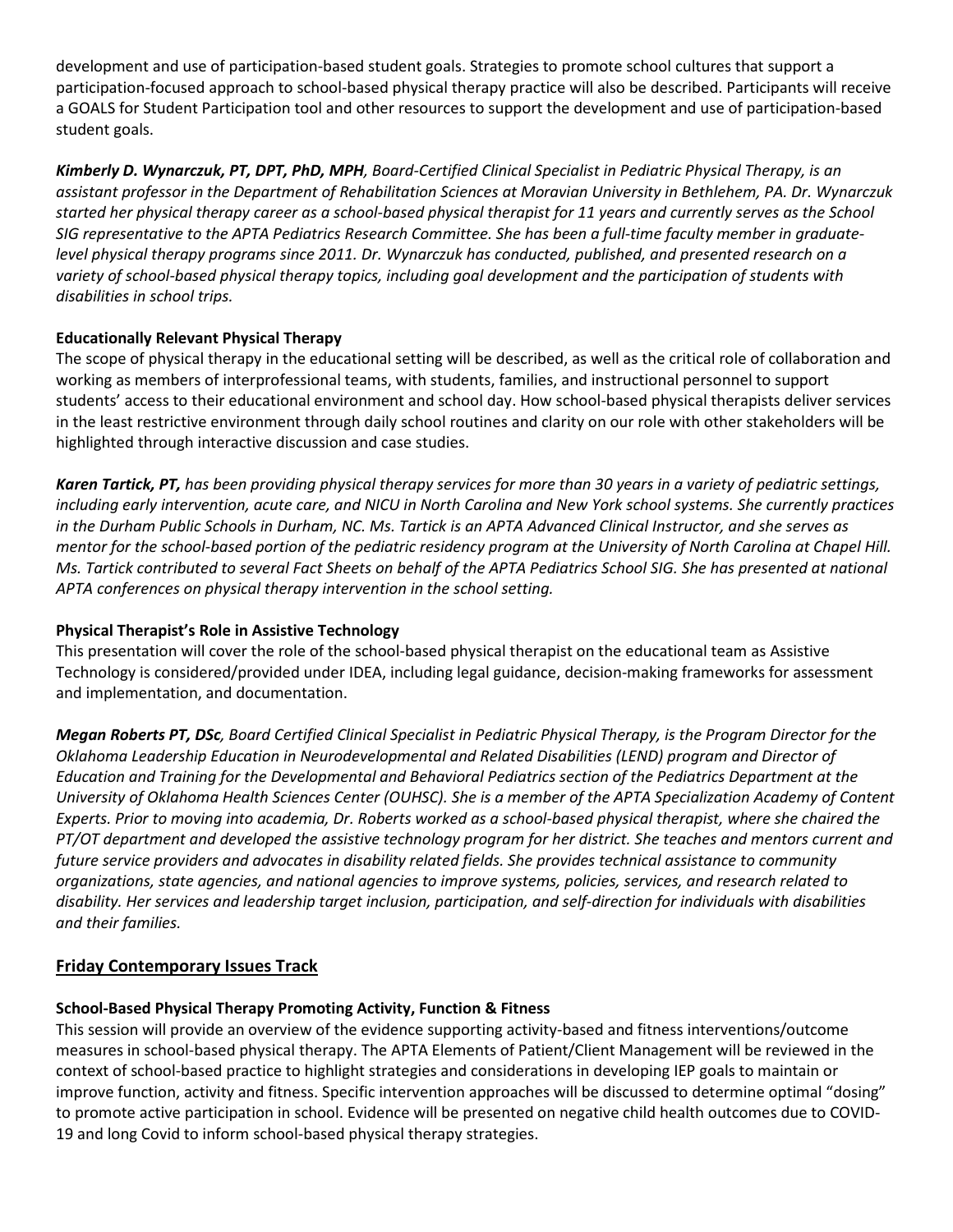development and use of participation-based student goals. Strategies to promote school cultures that support a participation-focused approach to school-based physical therapy practice will also be described. Participants will receive a GOALS for Student Participation tool and other resources to support the development and use of participation-based student goals.

***Kimberly D. Wynarczuk, PT, DPT, PhD, MPH**, Board-Certified Clinical Specialist in Pediatric Physical Therapy, is an assistant professor in the Department of Rehabilitation Sciences at Moravian University in Bethlehem, PA. Dr. Wynarczuk started her physical therapy career as a school-based physical therapist for 11 years and currently serves as the School SIG representative to the APTA Pediatrics Research Committee. She has been a full-time faculty member in graduate-level physical therapy programs since 2011. Dr. Wynarczuk has conducted, published, and presented research on a variety of school-based physical therapy topics, including goal development and the participation of students with disabilities in school trips.*

**Educationally Relevant Physical Therapy**

The scope of physical therapy in the educational setting will be described, as well as the critical role of collaboration and working as members of interprofessional teams, with students, families, and instructional personnel to support students' access to their educational environment and school day. How school-based physical therapists deliver services in the least restrictive environment through daily school routines and clarity on our role with other stakeholders will be highlighted through interactive discussion and case studies.

***Karen Tartick, PT,** has been providing physical therapy services for more than 30 years in a variety of pediatric settings, including early intervention, acute care, and NICU in North Carolina and New York school systems. She currently practices in the Durham Public Schools in Durham, NC. Ms. Tartick is an APTA Advanced Clinical Instructor, and she serves as mentor for the school-based portion of the pediatric residency program at the University of North Carolina at Chapel Hill. Ms. Tartick contributed to several Fact Sheets on behalf of the APTA Pediatrics School SIG. She has presented at national APTA conferences on physical therapy intervention in the school setting.*

**Physical Therapist's Role in Assistive Technology**

This presentation will cover the role of the school-based physical therapist on the educational team as Assistive Technology is considered/provided under IDEA, including legal guidance, decision-making frameworks for assessment and implementation, and documentation.

***Megan Roberts PT, DSc**, Board Certified Clinical Specialist in Pediatric Physical Therapy, is the Program Director for the Oklahoma Leadership Education in Neurodevelopmental and Related Disabilities (LEND) program and Director of Education and Training for the Developmental and Behavioral Pediatrics section of the Pediatrics Department at the University of Oklahoma Health Sciences Center (OUHSC). She is a member of the APTA Specialization Academy of Content Experts. Prior to moving into academia, Dr. Roberts worked as a school-based physical therapist, where she chaired the PT/OT department and developed the assistive technology program for her district. She teaches and mentors current and future service providers and advocates in disability related fields. She provides technical assistance to community organizations, state agencies, and national agencies to improve systems, policies, services, and research related to disability. Her services and leadership target inclusion, participation, and self-direction for individuals with disabilities and their families.*

## Friday Contemporary Issues Track

**School-Based Physical Therapy Promoting Activity, Function & Fitness**

This session will provide an overview of the evidence supporting activity-based and fitness interventions/outcome measures in school-based physical therapy. The APTA Elements of Patient/Client Management will be reviewed in the context of school-based practice to highlight strategies and considerations in developing IEP goals to maintain or improve function, activity and fitness. Specific intervention approaches will be discussed to determine optimal "dosing" to promote active participation in school. Evidence will be presented on negative child health outcomes due to COVID-19 and long Covid to inform school-based physical therapy strategies.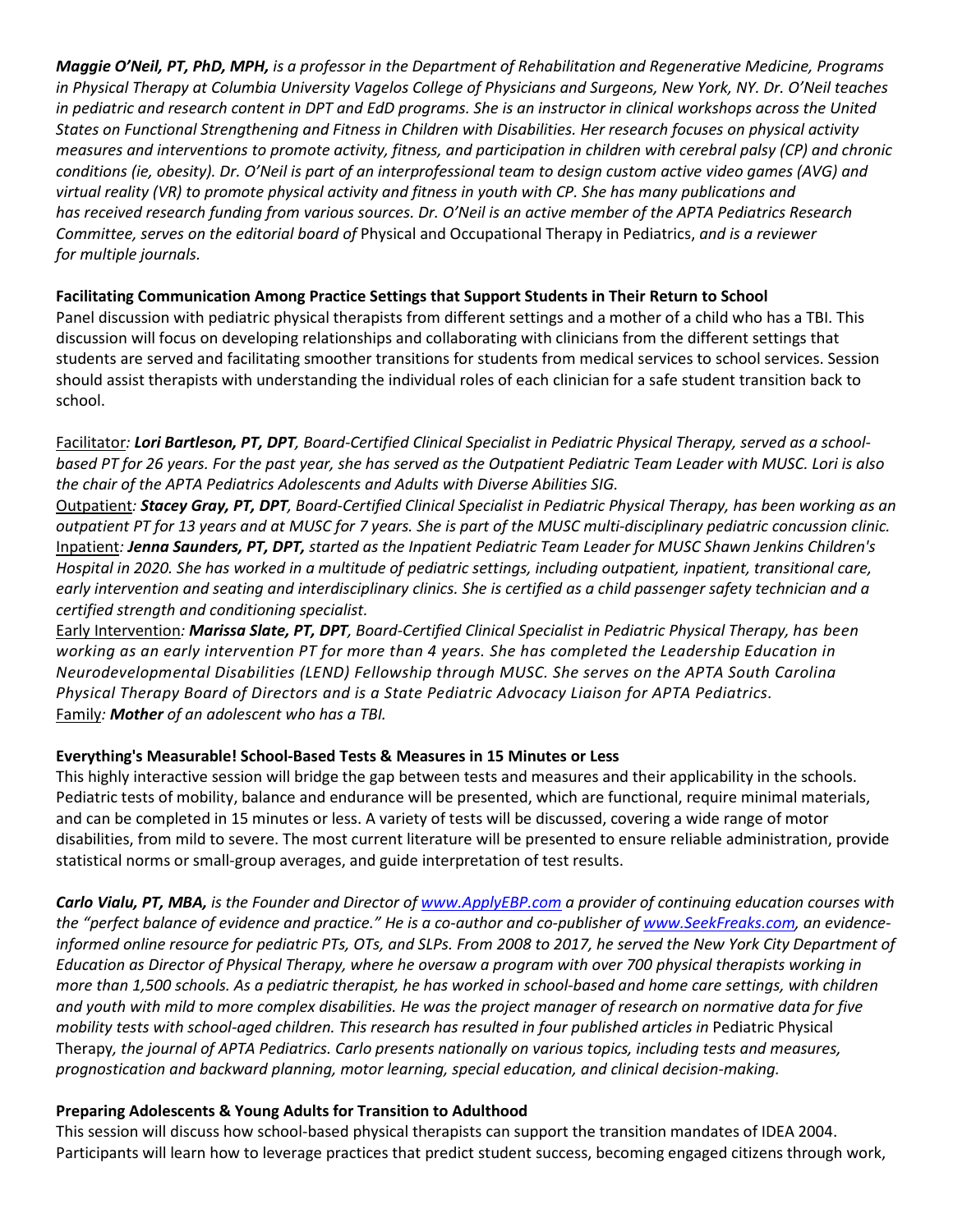*Maggie O'Neil, PT, PhD, MPH, is a professor in the Department of Rehabilitation and Regenerative Medicine, Programs in Physical Therapy at Columbia University Vagelos College of Physicians and Surgeons, New York, NY. Dr. O'Neil teaches in pediatric and research content in DPT and EdD programs. She is an instructor in clinical workshops across the United States on Functional Strengthening and Fitness in Children with Disabilities. Her research focuses on physical activity measures and interventions to promote activity, fitness, and participation in children with cerebral palsy (CP) and chronic conditions (ie, obesity). Dr. O'Neil is part of an interprofessional team to design custom active video games (AVG) and virtual reality (VR) to promote physical activity and fitness in youth with CP. She has many publications and has received research funding from various sources. Dr. O'Neil is an active member of the APTA Pediatrics Research Committee, serves on the editorial board of* Physical and Occupational Therapy in Pediatrics, *and is a reviewer for multiple journals.*

**Facilitating Communication Among Practice Settings that Support Students in Their Return to School**

Panel discussion with pediatric physical therapists from different settings and a mother of a child who has a TBI. This discussion will focus on developing relationships and collaborating with clinicians from the different settings that students are served and facilitating smoother transitions for students from medical services to school services. Session should assist therapists with understanding the individual roles of each clinician for a safe student transition back to school.

Facilitator*: **Lori Bartleson, PT, DPT**, Board-Certified Clinical Specialist in Pediatric Physical Therapy, served as a school-based PT for 26 years. For the past year, she has served as the Outpatient Pediatric Team Leader with MUSC. Lori is also the chair of the APTA Pediatrics Adolescents and Adults with Diverse Abilities SIG.*

Outpatient*: **Stacey Gray, PT, DPT**, Board-Certified Clinical Specialist in Pediatric Physical Therapy, has been working as an outpatient PT for 13 years and at MUSC for 7 years. She is part of the MUSC multi-disciplinary pediatric concussion clinic.*

Inpatient*: **Jenna Saunders, PT, DPT,** started as the Inpatient Pediatric Team Leader for MUSC Shawn Jenkins Children's Hospital in 2020. She has worked in a multitude of pediatric settings, including outpatient, inpatient, transitional care, early intervention and seating and interdisciplinary clinics. She is certified as a child passenger safety technician and a certified strength and conditioning specialist.*

Early Intervention*: **Marissa Slate, PT, DPT**, Board-Certified Clinical Specialist in Pediatric Physical Therapy, has been working as an early intervention PT for more than 4 years. She has completed the Leadership Education in Neurodevelopmental Disabilities (LEND) Fellowship through MUSC. She serves on the APTA South Carolina Physical Therapy Board of Directors and is a State Pediatric Advocacy Liaison for APTA Pediatrics.*

Family*: **Mother** of an adolescent who has a TBI.*

**Everything's Measurable! School-Based Tests & Measures in 15 Minutes or Less**

This highly interactive session will bridge the gap between tests and measures and their applicability in the schools. Pediatric tests of mobility, balance and endurance will be presented, which are functional, require minimal materials, and can be completed in 15 minutes or less. A variety of tests will be discussed, covering a wide range of motor disabilities, from mild to severe. The most current literature will be presented to ensure reliable administration, provide statistical norms or small-group averages, and guide interpretation of test results.

***Carlo Vialu, PT, MBA,** is the Founder and Director of [www.ApplyEBP.com](http://www.ApplyEBP.com) a provider of continuing education courses with the "perfect balance of evidence and practice." He is a co-author and co-publisher of [www.SeekFreaks.com](http://www.SeekFreaks.com), an evidence-informed online resource for pediatric PTs, OTs, and SLPs. From 2008 to 2017, he served the New York City Department of Education as Director of Physical Therapy, where he oversaw a program with over 700 physical therapists working in more than 1,500 schools. As a pediatric therapist, he has worked in school-based and home care settings, with children and youth with mild to more complex disabilities. He was the project manager of research on normative data for five mobility tests with school-aged children. This research has resulted in four published articles in* Pediatric Physical Therapy*, the journal of APTA Pediatrics. Carlo presents nationally on various topics, including tests and measures, prognostication and backward planning, motor learning, special education, and clinical decision-making.*

**Preparing Adolescents & Young Adults for Transition to Adulthood**

This session will discuss how school-based physical therapists can support the transition mandates of IDEA 2004. Participants will learn how to leverage practices that predict student success, becoming engaged citizens through work,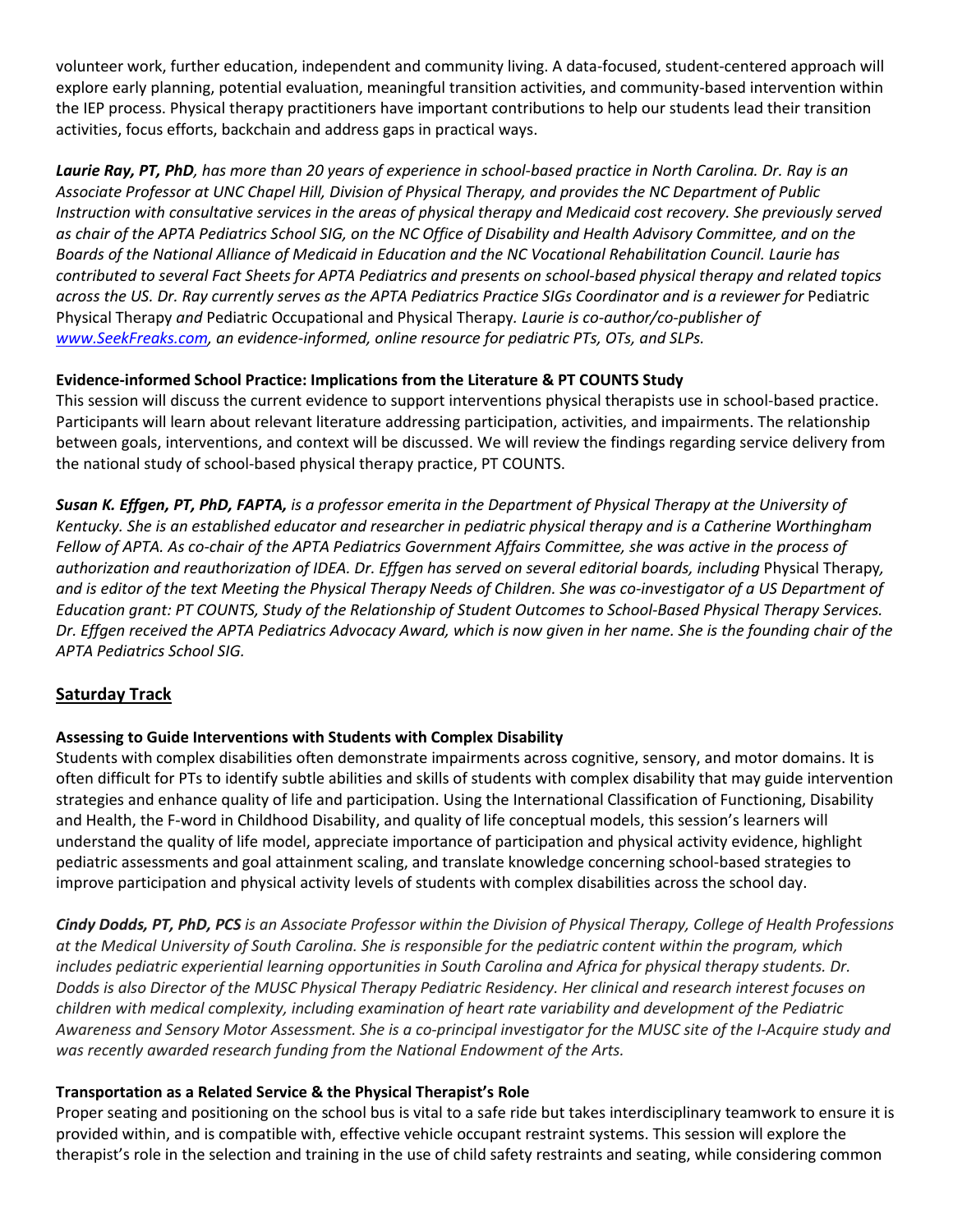volunteer work, further education, independent and community living. A data-focused, student-centered approach will explore early planning, potential evaluation, meaningful transition activities, and community-based intervention within the IEP process. Physical therapy practitioners have important contributions to help our students lead their transition activities, focus efforts, backchain and address gaps in practical ways.

***Laurie Ray, PT, PhD****, has more than 20 years of experience in school-based practice in North Carolina. Dr. Ray is an Associate Professor at UNC Chapel Hill, Division of Physical Therapy, and provides the NC Department of Public Instruction with consultative services in the areas of physical therapy and Medicaid cost recovery. She previously served as chair of the APTA Pediatrics School SIG, on the NC Office of Disability and Health Advisory Committee, and on the Boards of the National Alliance of Medicaid in Education and the NC Vocational Rehabilitation Council. Laurie has contributed to several Fact Sheets for APTA Pediatrics and presents on school-based physical therapy and related topics across the US. Dr. Ray currently serves as the APTA Pediatrics Practice SIGs Coordinator and is a reviewer for* Pediatric Physical Therapy *and* Pediatric Occupational and Physical Therapy*. Laurie is co-author/co-publisher of [www.SeekFreaks.com](www.SeekFreaks.com), an evidence-informed, online resource for pediatric PTs, OTs, and SLPs.*

**Evidence-informed School Practice: Implications from the Literature & PT COUNTS Study**

This session will discuss the current evidence to support interventions physical therapists use in school-based practice. Participants will learn about relevant literature addressing participation, activities, and impairments. The relationship between goals, interventions, and context will be discussed. We will review the findings regarding service delivery from the national study of school-based physical therapy practice, PT COUNTS.

***Susan K. Effgen, PT, PhD, FAPTA,*** *is a professor emerita in the Department of Physical Therapy at the University of Kentucky. She is an established educator and researcher in pediatric physical therapy and is a Catherine Worthingham Fellow of APTA. As co-chair of the APTA Pediatrics Government Affairs Committee, she was active in the process of authorization and reauthorization of IDEA. Dr. Effgen has served on several editorial boards, including* Physical Therapy*, and is editor of the text Meeting the Physical Therapy Needs of Children. She was co-investigator of a US Department of Education grant: PT COUNTS, Study of the Relationship of Student Outcomes to School-Based Physical Therapy Services. Dr. Effgen received the APTA Pediatrics Advocacy Award, which is now given in her name. She is the founding chair of the APTA Pediatrics School SIG.*

## Saturday Track

**Assessing to Guide Interventions with Students with Complex Disability**

Students with complex disabilities often demonstrate impairments across cognitive, sensory, and motor domains. It is often difficult for PTs to identify subtle abilities and skills of students with complex disability that may guide intervention strategies and enhance quality of life and participation. Using the International Classification of Functioning, Disability and Health, the F-word in Childhood Disability, and quality of life conceptual models, this session's learners will understand the quality of life model, appreciate importance of participation and physical activity evidence, highlight pediatric assessments and goal attainment scaling, and translate knowledge concerning school-based strategies to improve participation and physical activity levels of students with complex disabilities across the school day.

***Cindy Dodds, PT, PhD, PCS*** *is an Associate Professor within the Division of Physical Therapy, College of Health Professions at the Medical University of South Carolina. She is responsible for the pediatric content within the program, which includes pediatric experiential learning opportunities in South Carolina and Africa for physical therapy students. Dr. Dodds is also Director of the MUSC Physical Therapy Pediatric Residency. Her clinical and research interest focuses on children with medical complexity, including examination of heart rate variability and development of the Pediatric Awareness and Sensory Motor Assessment. She is a co-principal investigator for the MUSC site of the I-Acquire study and was recently awarded research funding from the National Endowment of the Arts.*

**Transportation as a Related Service & the Physical Therapist's Role**

Proper seating and positioning on the school bus is vital to a safe ride but takes interdisciplinary teamwork to ensure it is provided within, and is compatible with, effective vehicle occupant restraint systems. This session will explore the therapist's role in the selection and training in the use of child safety restraints and seating, while considering common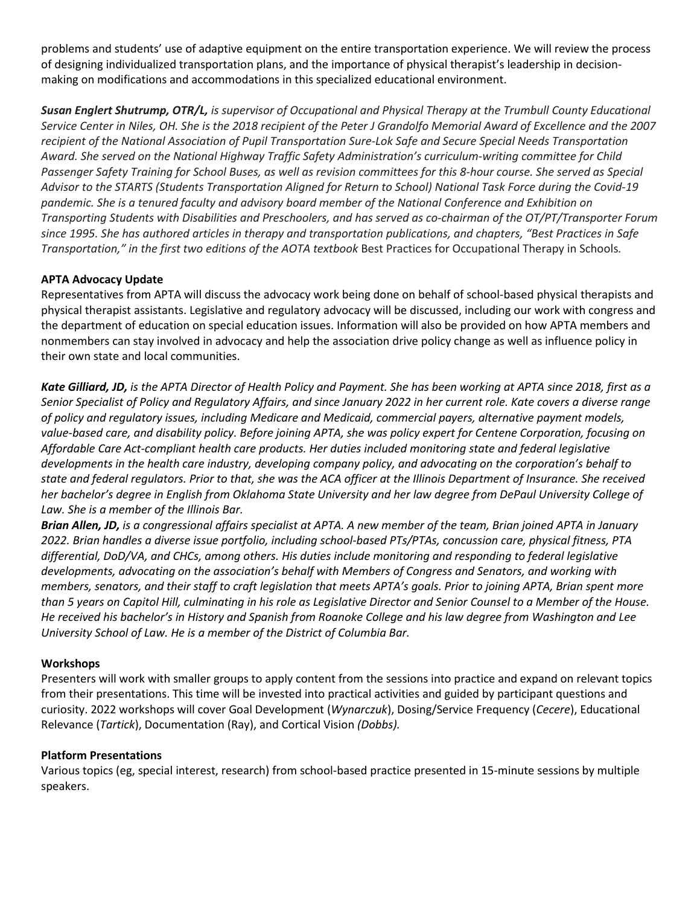problems and students' use of adaptive equipment on the entire transportation experience. We will review the process of designing individualized transportation plans, and the importance of physical therapist's leadership in decision-making on modifications and accommodations in this specialized educational environment.

***Susan Englert Shutrump, OTR/L,*** *is supervisor of Occupational and Physical Therapy at the Trumbull County Educational Service Center in Niles, OH. She is the 2018 recipient of the Peter J Grandolfo Memorial Award of Excellence and the 2007 recipient of the National Association of Pupil Transportation Sure-Lok Safe and Secure Special Needs Transportation Award. She served on the National Highway Traffic Safety Administration's curriculum-writing committee for Child Passenger Safety Training for School Buses, as well as revision committees for this 8-hour course. She served as Special Advisor to the STARTS (Students Transportation Aligned for Return to School) National Task Force during the Covid-19 pandemic. She is a tenured faculty and advisory board member of the National Conference and Exhibition on Transporting Students with Disabilities and Preschoolers, and has served as co-chairman of the OT/PT/Transporter Forum since 1995. She has authored articles in therapy and transportation publications, and chapters, "Best Practices in Safe Transportation," in the first two editions of the AOTA textbook* Best Practices for Occupational Therapy in Schools*.*

**APTA Advocacy Update**

Representatives from APTA will discuss the advocacy work being done on behalf of school-based physical therapists and physical therapist assistants. Legislative and regulatory advocacy will be discussed, including our work with congress and the department of education on special education issues. Information will also be provided on how APTA members and nonmembers can stay involved in advocacy and help the association drive policy change as well as influence policy in their own state and local communities.

***Kate Gilliard, JD,*** *is the APTA Director of Health Policy and Payment. She has been working at APTA since 2018, first as a Senior Specialist of Policy and Regulatory Affairs, and since January 2022 in her current role. Kate covers a diverse range of policy and regulatory issues, including Medicare and Medicaid, commercial payers, alternative payment models, value-based care, and disability policy. Before joining APTA, she was policy expert for Centene Corporation, focusing on Affordable Care Act-compliant health care products. Her duties included monitoring state and federal legislative developments in the health care industry, developing company policy, and advocating on the corporation's behalf to state and federal regulators. Prior to that, she was the ACA officer at the Illinois Department of Insurance. She received her bachelor's degree in English from Oklahoma State University and her law degree from DePaul University College of Law. She is a member of the Illinois Bar.*

***Brian Allen, JD,*** *is a congressional affairs specialist at APTA. A new member of the team, Brian joined APTA in January 2022. Brian handles a diverse issue portfolio, including school-based PTs/PTAs, concussion care, physical fitness, PTA differential, DoD/VA, and CHCs, among others. His duties include monitoring and responding to federal legislative developments, advocating on the association's behalf with Members of Congress and Senators, and working with members, senators, and their staff to craft legislation that meets APTA's goals. Prior to joining APTA, Brian spent more than 5 years on Capitol Hill, culminating in his role as Legislative Director and Senior Counsel to a Member of the House. He received his bachelor's in History and Spanish from Roanoke College and his law degree from Washington and Lee University School of Law. He is a member of the District of Columbia Bar.*

**Workshops**

Presenters will work with smaller groups to apply content from the sessions into practice and expand on relevant topics from their presentations. This time will be invested into practical activities and guided by participant questions and curiosity. 2022 workshops will cover Goal Development (*Wynarczuk*), Dosing/Service Frequency (*Cecere*), Educational Relevance (*Tartick*), Documentation (Ray), and Cortical Vision *(Dobbs).*

**Platform Presentations**

Various topics (eg, special interest, research) from school-based practice presented in 15-minute sessions by multiple speakers.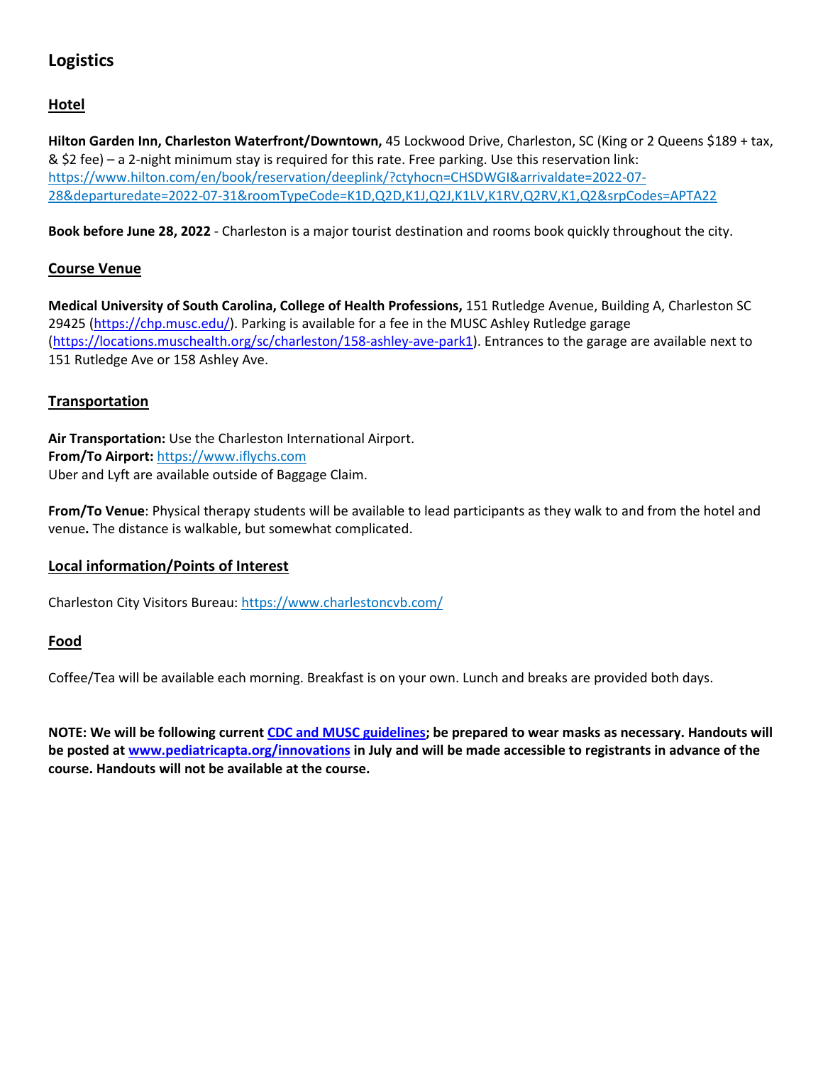## Logistics

### Hotel

**Hilton Garden Inn, Charleston Waterfront/Downtown,** 45 Lockwood Drive, Charleston, SC (King or 2 Queens $189 + tax, & $2 fee) – a 2-night minimum stay is required for this rate. Free parking. Use this reservation link: https://www.hilton.com/en/book/reservation/deeplink/?ctyhocn=CHSDWGI&arrivaldate=2022-07-28&departuredate=2022-07-31&roomTypeCode=K1D,Q2D,K1J,Q2J,K1LV,K1RV,Q2RV,K1,Q2&srpCodes=APTA22

**Book before June 28, 2022** - Charleston is a major tourist destination and rooms book quickly throughout the city.

### Course Venue

**Medical University of South Carolina, College of Health Professions,** 151 Rutledge Avenue, Building A, Charleston SC 29425 (https://chp.musc.edu/). Parking is available for a fee in the MUSC Ashley Rutledge garage (https://locations.muschealth.org/sc/charleston/158-ashley-ave-park1). Entrances to the garage are available next to 151 Rutledge Ave or 158 Ashley Ave.

### Transportation

**Air Transportation:** Use the Charleston International Airport.
**From/To Airport:** https://www.iflychs.com
Uber and Lyft are available outside of Baggage Claim.

**From/To Venue**: Physical therapy students will be available to lead participants as they walk to and from the hotel and venue**.** The distance is walkable, but somewhat complicated.

### Local information/Points of Interest

Charleston City Visitors Bureau: https://www.charlestoncvb.com/

### Food

Coffee/Tea will be available each morning. Breakfast is on your own. Lunch and breaks are provided both days.

**NOTE: We will be following current CDC and MUSC guidelines; be prepared to wear masks as necessary. Handouts will be posted at www.pediatricapta.org/innovations in July and will be made accessible to registrants in advance of the course. Handouts will not be available at the course.**